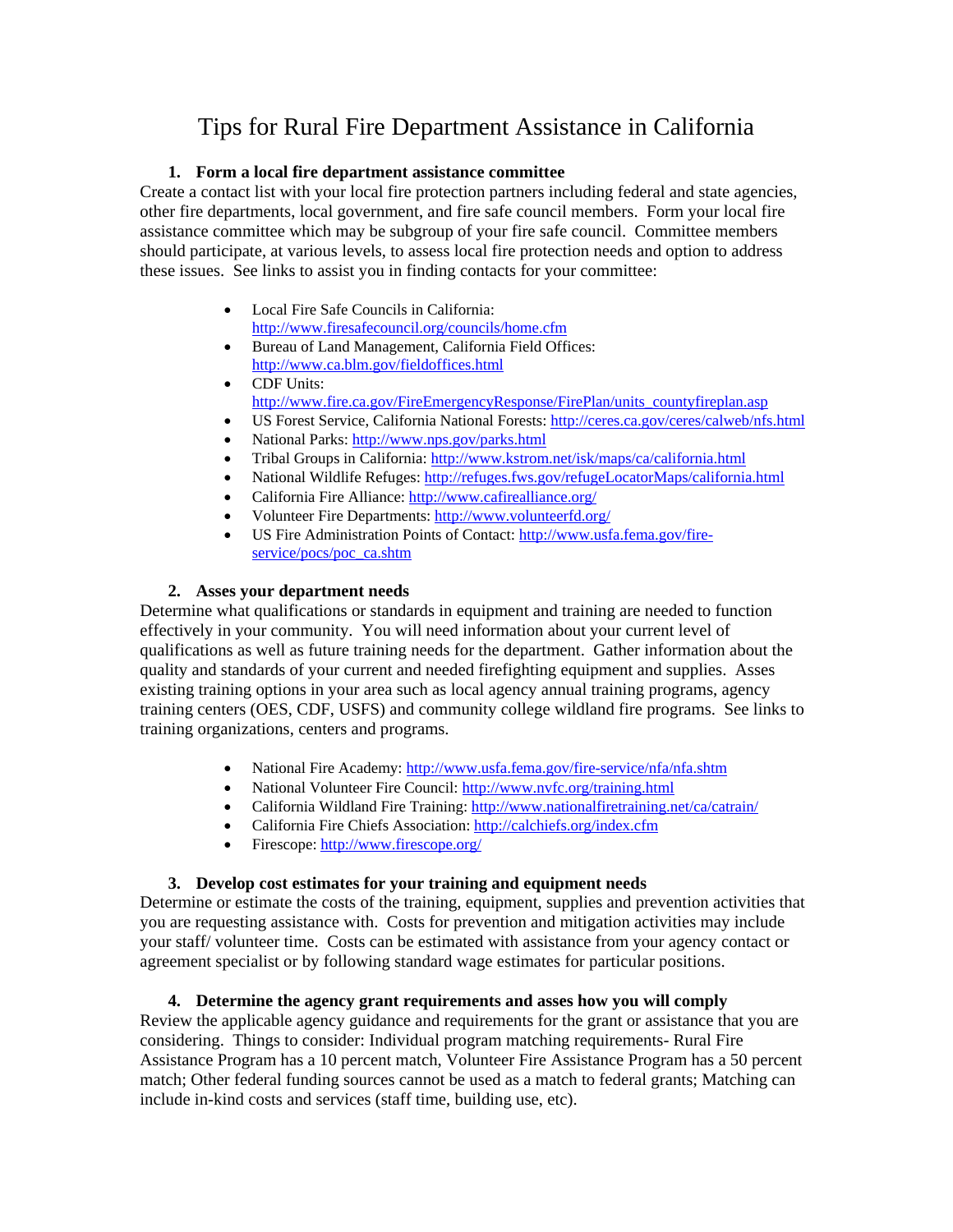# Tips for Rural Fire Department Assistance in California

### 1. Form a local fire department assistance committee

Create a contact list with your local fire protection partners including federal and state agencies, other fire departments, local government, and fire safe council members. Form your local fire assistance committee which may be subgroup of your fire safe council. Committee members should participate, at various levels, to assess local fire protection needs and option to address these issues. See links to assist you in finding contacts for your committee:

- Local Fire Safe Councils in California: http://www.firesafecouncil.org/councils/home.cfm
- Bureau of Land Management, California Field Offices: http://www.ca.blm.gov/fieldoffices.html
- CDF Units: http://www.fire.ca.gov/FireEmergencyResponse/FirePlan/units_countyfireplan.asp
- US Forest Service, California National Forests: http://ceres.ca.gov/ceres/calweb/nfs.html
- National Parks: http://www.nps.gov/parks.html
- Tribal Groups in California: http://www.kstrom.net/isk/maps/ca/california.html
- National Wildlife Refuges: http://refuges.fws.gov/refugeLocatorMaps/california.html
- California Fire Alliance: http://www.cafirealliance.org/
- Volunteer Fire Departments: http://www.volunteerfd.org/
- US Fire Administration Points of Contact: http://www.usfa.fema.gov/fire-service/pocs/poc_ca.shtm

### 2. Asses your department needs

Determine what qualifications or standards in equipment and training are needed to function effectively in your community. You will need information about your current level of qualifications as well as future training needs for the department. Gather information about the quality and standards of your current and needed firefighting equipment and supplies. Asses existing training options in your area such as local agency annual training programs, agency training centers (OES, CDF, USFS) and community college wildland fire programs. See links to training organizations, centers and programs.

- National Fire Academy: http://www.usfa.fema.gov/fire-service/nfa/nfa.shtm
- National Volunteer Fire Council: http://www.nvfc.org/training.html
- California Wildland Fire Training: http://www.nationalfiretraining.net/ca/catrain/
- California Fire Chiefs Association: http://calchiefs.org/index.cfm
- Firescope: http://www.firescope.org/

### 3. Develop cost estimates for your training and equipment needs

Determine or estimate the costs of the training, equipment, supplies and prevention activities that you are requesting assistance with. Costs for prevention and mitigation activities may include your staff/ volunteer time. Costs can be estimated with assistance from your agency contact or agreement specialist or by following standard wage estimates for particular positions.

### 4. Determine the agency grant requirements and asses how you will comply

Review the applicable agency guidance and requirements for the grant or assistance that you are considering. Things to consider: Individual program matching requirements- Rural Fire Assistance Program has a 10 percent match, Volunteer Fire Assistance Program has a 50 percent match; Other federal funding sources cannot be used as a match to federal grants; Matching can include in-kind costs and services (staff time, building use, etc).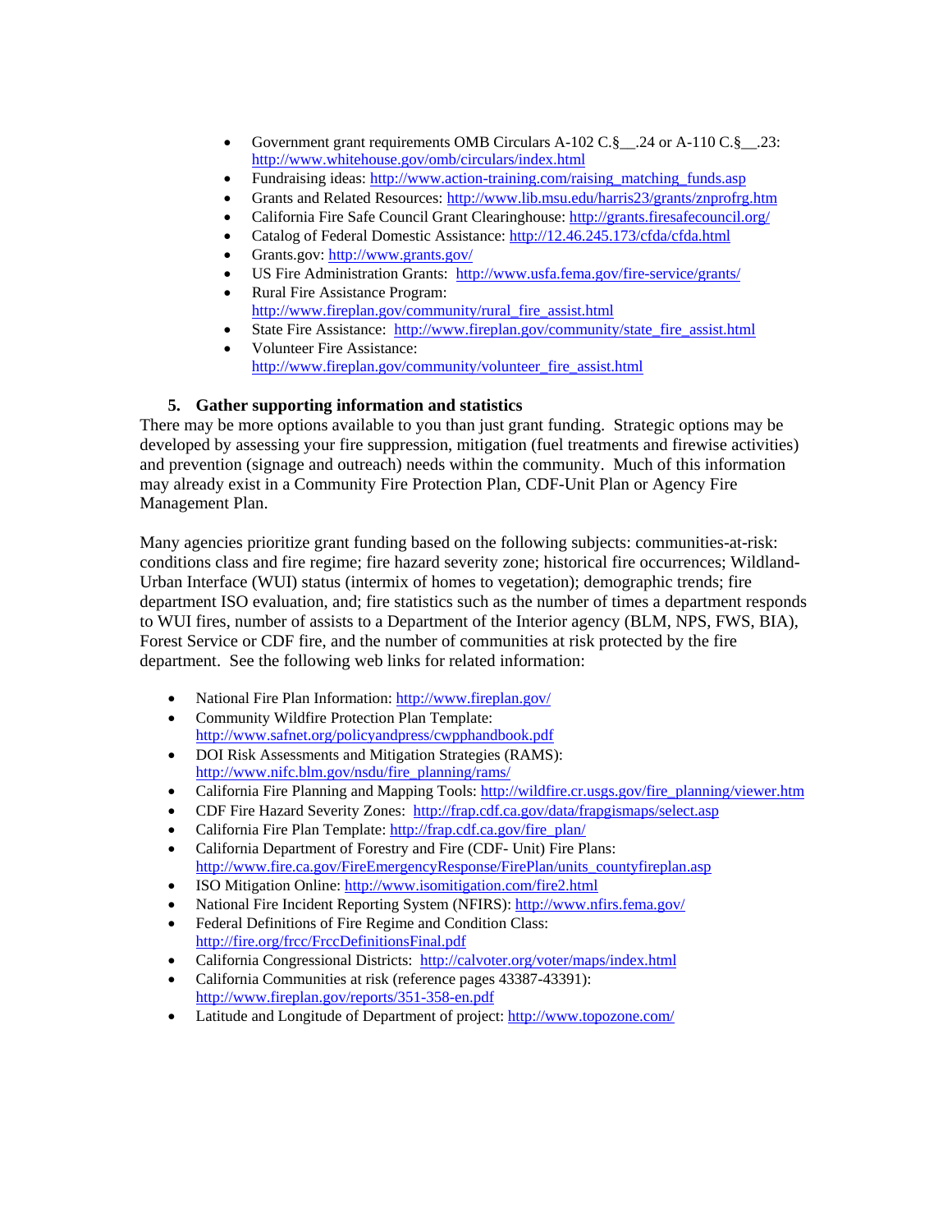- Government grant requirements OMB Circulars A-102 C.§__.24 or A-110 C.§__.23: http://www.whitehouse.gov/omb/circulars/index.html
- Fundraising ideas: http://www.action-training.com/raising_matching_funds.asp
- Grants and Related Resources: http://www.lib.msu.edu/harris23/grants/znprofrg.htm
- California Fire Safe Council Grant Clearinghouse: http://grants.firesafecouncil.org/
- Catalog of Federal Domestic Assistance: http://12.46.245.173/cfda/cfda.html
- Grants.gov: http://www.grants.gov/
- US Fire Administration Grants: http://www.usfa.fema.gov/fire-service/grants/
- Rural Fire Assistance Program: http://www.fireplan.gov/community/rural_fire_assist.html
- State Fire Assistance: http://www.fireplan.gov/community/state_fire_assist.html
- Volunteer Fire Assistance: http://www.fireplan.gov/community/volunteer_fire_assist.html

### 5. Gather supporting information and statistics

There may be more options available to you than just grant funding. Strategic options may be developed by assessing your fire suppression, mitigation (fuel treatments and firewise activities) and prevention (signage and outreach) needs within the community. Much of this information may already exist in a Community Fire Protection Plan, CDF-Unit Plan or Agency Fire Management Plan.

Many agencies prioritize grant funding based on the following subjects: communities-at-risk: conditions class and fire regime; fire hazard severity zone; historical fire occurrences; Wildland-Urban Interface (WUI) status (intermix of homes to vegetation); demographic trends; fire department ISO evaluation, and; fire statistics such as the number of times a department responds to WUI fires, number of assists to a Department of the Interior agency (BLM, NPS, FWS, BIA), Forest Service or CDF fire, and the number of communities at risk protected by the fire department. See the following web links for related information:

- National Fire Plan Information: http://www.fireplan.gov/
- Community Wildfire Protection Plan Template: http://www.safnet.org/policyandpress/cwpphandbook.pdf
- DOI Risk Assessments and Mitigation Strategies (RAMS): http://www.nifc.blm.gov/nsdu/fire_planning/rams/
- California Fire Planning and Mapping Tools: http://wildfire.cr.usgs.gov/fire_planning/viewer.htm
- CDF Fire Hazard Severity Zones: http://frap.cdf.ca.gov/data/frapgismaps/select.asp
- California Fire Plan Template: http://frap.cdf.ca.gov/fire_plan/
- California Department of Forestry and Fire (CDF- Unit) Fire Plans: http://www.fire.ca.gov/FireEmergencyResponse/FirePlan/units_countyfireplan.asp
- ISO Mitigation Online: http://www.isomitigation.com/fire2.html
- National Fire Incident Reporting System (NFIRS): http://www.nfirs.fema.gov/
- Federal Definitions of Fire Regime and Condition Class: http://fire.org/frcc/FrccDefinitionsFinal.pdf
- California Congressional Districts: http://calvoter.org/voter/maps/index.html
- California Communities at risk (reference pages 43387-43391): http://www.fireplan.gov/reports/351-358-en.pdf
- Latitude and Longitude of Department of project: http://www.topozone.com/